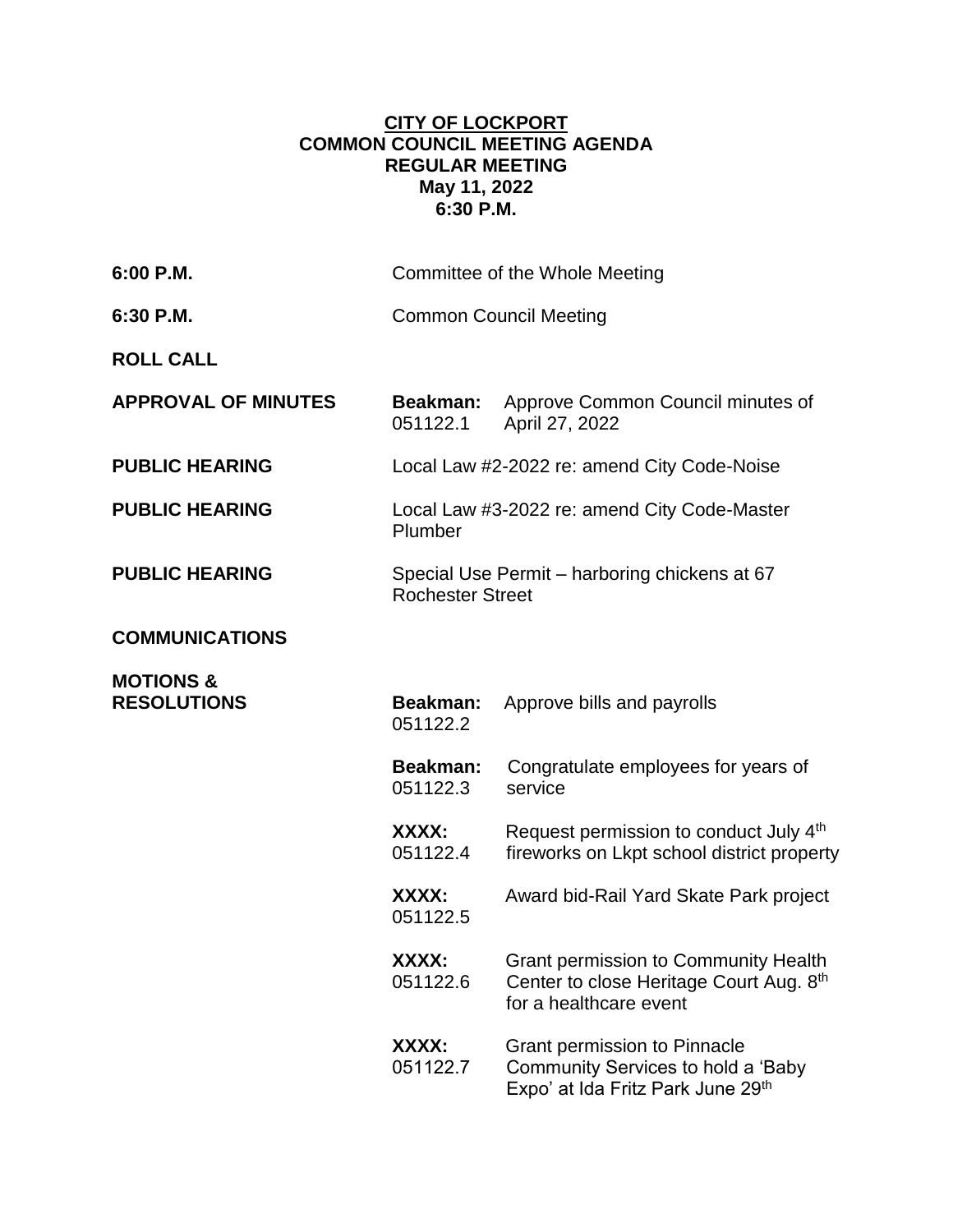**CITY OF LOCKPORT**
**COMMON COUNCIL MEETING AGENDA**
**REGULAR MEETING**
**May 11, 2022**
**6:30 P.M.**

| | | |
|---|---|---|
| **6:00 P.M.** | Committee of the Whole Meeting | |
| **6:30 P.M.** | Common Council Meeting | |
| **ROLL CALL** | | |
| **APPROVAL OF MINUTES** | **Beakman:** 051122.1 | Approve Common Council minutes of April 27, 2022 |
| **PUBLIC HEARING** | Local Law #2-2022 re: amend City Code-Noise | |
| **PUBLIC HEARING** | Local Law #3-2022 re: amend City Code-Master Plumber | |
| **PUBLIC HEARING** | Special Use Permit – harboring chickens at 67 Rochester Street | |
| **COMMUNICATIONS** | | |
| **MOTIONS & RESOLUTIONS** | **Beakman:** 051122.2 | Approve bills and payrolls |
| | **Beakman:** 051122.3 | Congratulate employees for years of service |
| | **XXXX:** 051122.4 | Request permission to conduct July 4th fireworks on Lkpt school district property |
| | **XXXX:** 051122.5 | Award bid-Rail Yard Skate Park project |
| | **XXXX:** 051122.6 | Grant permission to Community Health Center to close Heritage Court Aug. 8th for a healthcare event |
| | **XXXX:** 051122.7 | Grant permission to Pinnacle Community Services to hold a 'Baby Expo' at Ida Fritz Park June 29th |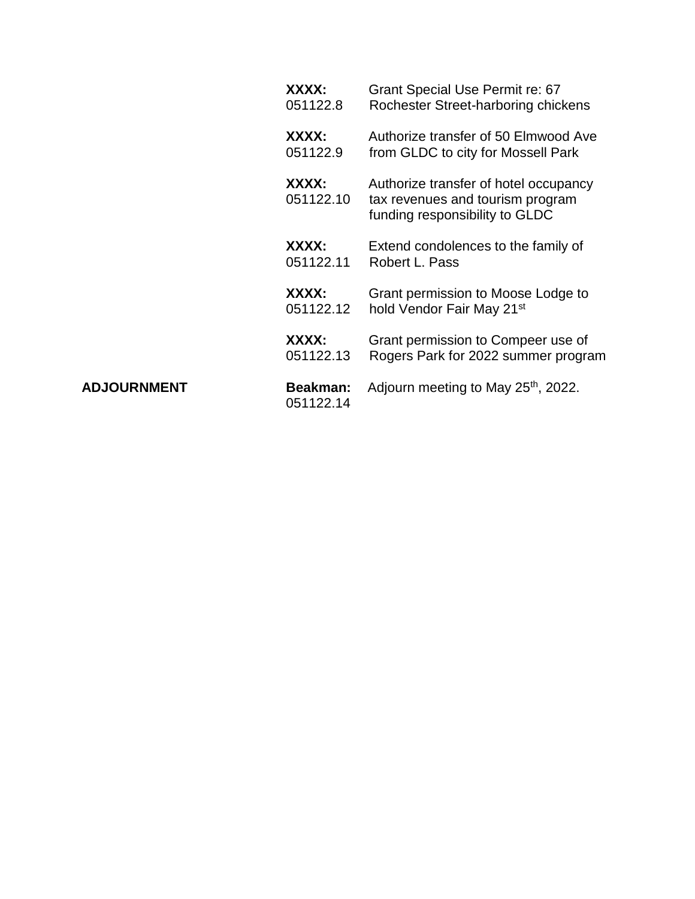| | | |
|---|---|---|
| | **XXXX:** 051122.8 | Grant Special Use Permit re: 67 Rochester Street-harboring chickens |
| | **XXXX:** 051122.9 | Authorize transfer of 50 Elmwood Ave from GLDC to city for Mossell Park |
| | **XXXX:** 051122.10 | Authorize transfer of hotel occupancy tax revenues and tourism program funding responsibility to GLDC |
| | **XXXX:** 051122.11 | Extend condolences to the family of Robert L. Pass |
| | **XXXX:** 051122.12 | Grant permission to Moose Lodge to hold Vendor Fair May 21st |
| | **XXXX:** 051122.13 | Grant permission to Compeer use of Rogers Park for 2022 summer program |
| **ADJOURNMENT** | **Beakman:** 051122.14 | Adjourn meeting to May 25th, 2022. |